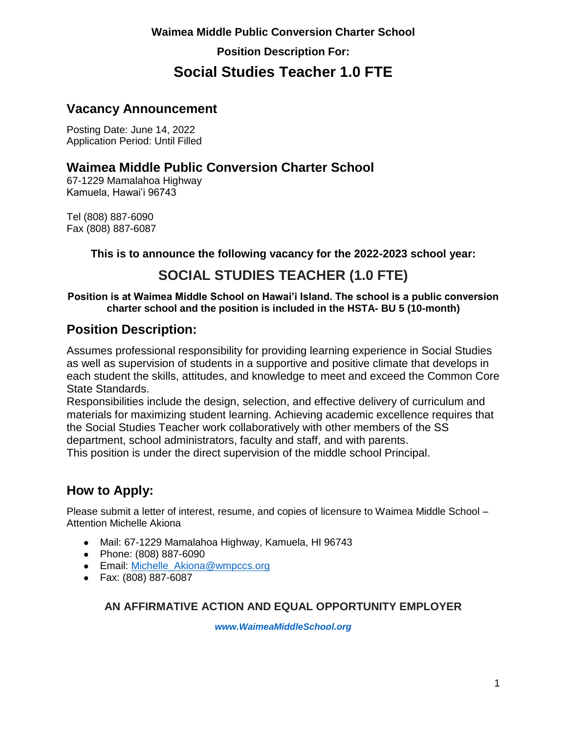**Waimea Middle Public Conversion Charter School**

**Position Description For:**

# Social Studies Teacher 1.0 FTE

## Vacancy Announcement

Posting Date: June 14, 2022
Application Period: Until Filled

## Waimea Middle Public Conversion Charter School

67-1229 Mamalahoa Highway
Kamuela, Hawai'i 96743

Tel (808) 887-6090
Fax (808) 887-6087

**This is to announce the following vacancy for the 2022-2023 school year:**

## SOCIAL STUDIES TEACHER (1.0 FTE)

**Position is at Waimea Middle School on Hawai'i Island. The school is a public conversion charter school and the position is included in the HSTA- BU 5 (10-month)**

## Position Description:

Assumes professional responsibility for providing learning experience in Social Studies as well as supervision of students in a supportive and positive climate that develops in each student the skills, attitudes, and knowledge to meet and exceed the Common Core State Standards.
Responsibilities include the design, selection, and effective delivery of curriculum and materials for maximizing student learning. Achieving academic excellence requires that the Social Studies Teacher work collaboratively with other members of the SS department, school administrators, faculty and staff, and with parents.
This position is under the direct supervision of the middle school Principal.

## How to Apply:

Please submit a letter of interest, resume, and copies of licensure to Waimea Middle School – Attention Michelle Akiona

- Mail: 67-1229 Mamalahoa Highway, Kamuela, HI 96743
- Phone: (808) 887-6090
- Email: Michelle_Akiona@wmpccs.org
- Fax: (808) 887-6087

**AN AFFIRMATIVE ACTION AND EQUAL OPPORTUNITY EMPLOYER**

***www.WaimeaMiddleSchool.org***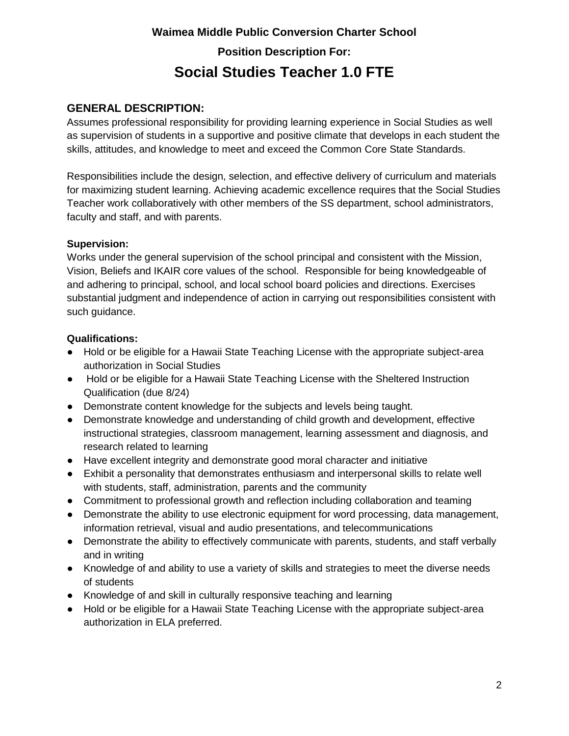**Waimea Middle Public Conversion Charter School**

**Position Description For:**

# Social Studies Teacher 1.0 FTE

## GENERAL DESCRIPTION:

Assumes professional responsibility for providing learning experience in Social Studies as well as supervision of students in a supportive and positive climate that develops in each student the skills, attitudes, and knowledge to meet and exceed the Common Core State Standards.

Responsibilities include the design, selection, and effective delivery of curriculum and materials for maximizing student learning. Achieving academic excellence requires that the Social Studies Teacher work collaboratively with other members of the SS department, school administrators, faculty and staff, and with parents.

**Supervision:**

Works under the general supervision of the school principal and consistent with the Mission, Vision, Beliefs and IKAIR core values of the school. Responsible for being knowledgeable of and adhering to principal, school, and local school board policies and directions. Exercises substantial judgment and independence of action in carrying out responsibilities consistent with such guidance.

**Qualifications:**

- Hold or be eligible for a Hawaii State Teaching License with the appropriate subject-area authorization in Social Studies
- Hold or be eligible for a Hawaii State Teaching License with the Sheltered Instruction Qualification (due 8/24)
- Demonstrate content knowledge for the subjects and levels being taught.
- Demonstrate knowledge and understanding of child growth and development, effective instructional strategies, classroom management, learning assessment and diagnosis, and research related to learning
- Have excellent integrity and demonstrate good moral character and initiative
- Exhibit a personality that demonstrates enthusiasm and interpersonal skills to relate well with students, staff, administration, parents and the community
- Commitment to professional growth and reflection including collaboration and teaming
- Demonstrate the ability to use electronic equipment for word processing, data management, information retrieval, visual and audio presentations, and telecommunications
- Demonstrate the ability to effectively communicate with parents, students, and staff verbally and in writing
- Knowledge of and ability to use a variety of skills and strategies to meet the diverse needs of students
- Knowledge of and skill in culturally responsive teaching and learning
- Hold or be eligible for a Hawaii State Teaching License with the appropriate subject-area authorization in ELA preferred.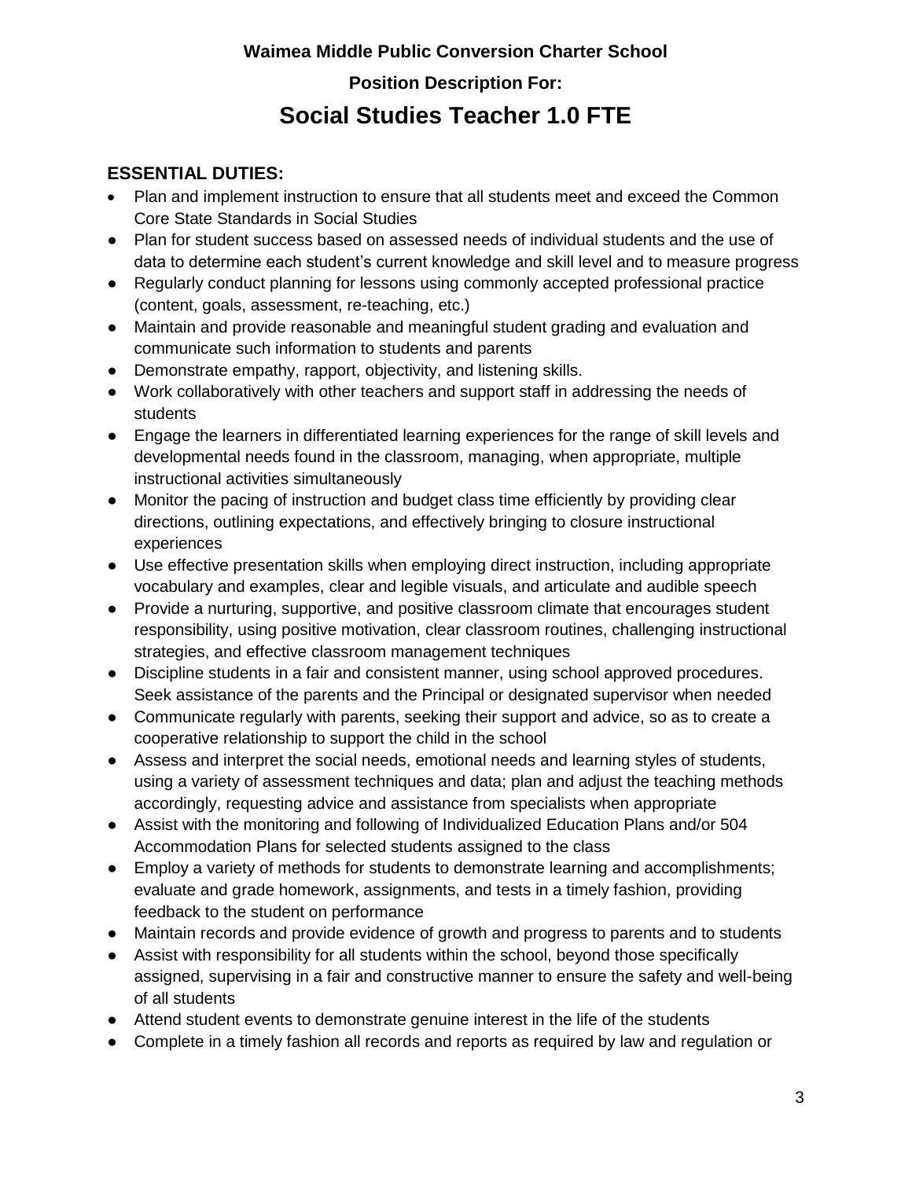**Waimea Middle Public Conversion Charter School**

**Position Description For:**

# Social Studies Teacher 1.0 FTE

## ESSENTIAL DUTIES:

- Plan and implement instruction to ensure that all students meet and exceed the Common Core State Standards in Social Studies
- Plan for student success based on assessed needs of individual students and the use of data to determine each student's current knowledge and skill level and to measure progress
- Regularly conduct planning for lessons using commonly accepted professional practice (content, goals, assessment, re-teaching, etc.)
- Maintain and provide reasonable and meaningful student grading and evaluation and communicate such information to students and parents
- Demonstrate empathy, rapport, objectivity, and listening skills.
- Work collaboratively with other teachers and support staff in addressing the needs of students
- Engage the learners in differentiated learning experiences for the range of skill levels and developmental needs found in the classroom, managing, when appropriate, multiple instructional activities simultaneously
- Monitor the pacing of instruction and budget class time efficiently by providing clear directions, outlining expectations, and effectively bringing to closure instructional experiences
- Use effective presentation skills when employing direct instruction, including appropriate vocabulary and examples, clear and legible visuals, and articulate and audible speech
- Provide a nurturing, supportive, and positive classroom climate that encourages student responsibility, using positive motivation, clear classroom routines, challenging instructional strategies, and effective classroom management techniques
- Discipline students in a fair and consistent manner, using school approved procedures. Seek assistance of the parents and the Principal or designated supervisor when needed
- Communicate regularly with parents, seeking their support and advice, so as to create a cooperative relationship to support the child in the school
- Assess and interpret the social needs, emotional needs and learning styles of students, using a variety of assessment techniques and data; plan and adjust the teaching methods accordingly, requesting advice and assistance from specialists when appropriate
- Assist with the monitoring and following of Individualized Education Plans and/or 504 Accommodation Plans for selected students assigned to the class
- Employ a variety of methods for students to demonstrate learning and accomplishments; evaluate and grade homework, assignments, and tests in a timely fashion, providing feedback to the student on performance
- Maintain records and provide evidence of growth and progress to parents and to students
- Assist with responsibility for all students within the school, beyond those specifically assigned, supervising in a fair and constructive manner to ensure the safety and well-being of all students
- Attend student events to demonstrate genuine interest in the life of the students
- Complete in a timely fashion all records and reports as required by law and regulation or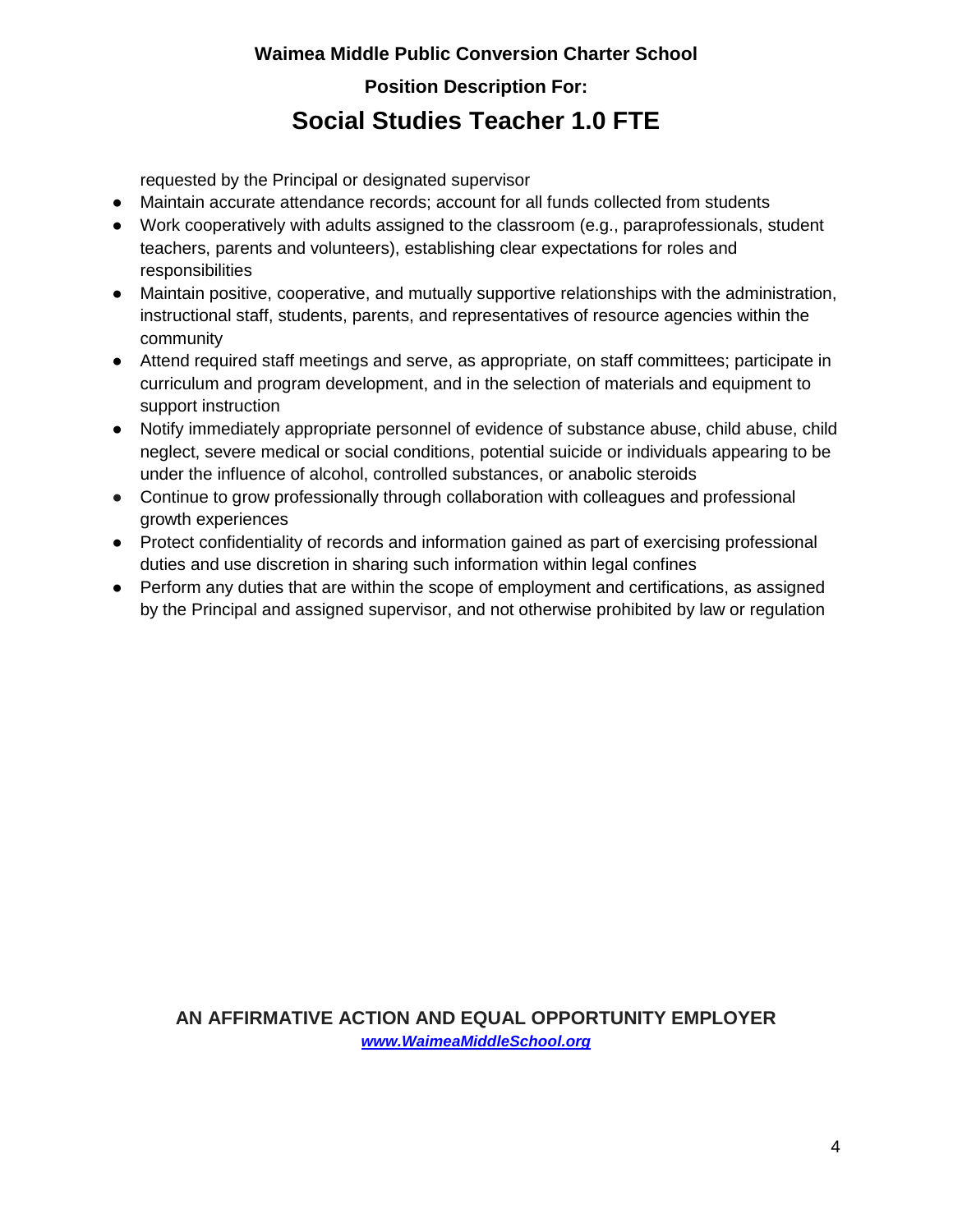requested by the Principal or designated supervisor

- Maintain accurate attendance records; account for all funds collected from students
- Work cooperatively with adults assigned to the classroom (e.g., paraprofessionals, student teachers, parents and volunteers), establishing clear expectations for roles and responsibilities
- Maintain positive, cooperative, and mutually supportive relationships with the administration, instructional staff, students, parents, and representatives of resource agencies within the community
- Attend required staff meetings and serve, as appropriate, on staff committees; participate in curriculum and program development, and in the selection of materials and equipment to support instruction
- Notify immediately appropriate personnel of evidence of substance abuse, child abuse, child neglect, severe medical or social conditions, potential suicide or individuals appearing to be under the influence of alcohol, controlled substances, or anabolic steroids
- Continue to grow professionally through collaboration with colleagues and professional growth experiences
- Protect confidentiality of records and information gained as part of exercising professional duties and use discretion in sharing such information within legal confines
- Perform any duties that are within the scope of employment and certifications, as assigned by the Principal and assigned supervisor, and not otherwise prohibited by law or regulation

**AN AFFIRMATIVE ACTION AND EQUAL OPPORTUNITY EMPLOYER**

***www.WaimeaMiddleSchool.org***